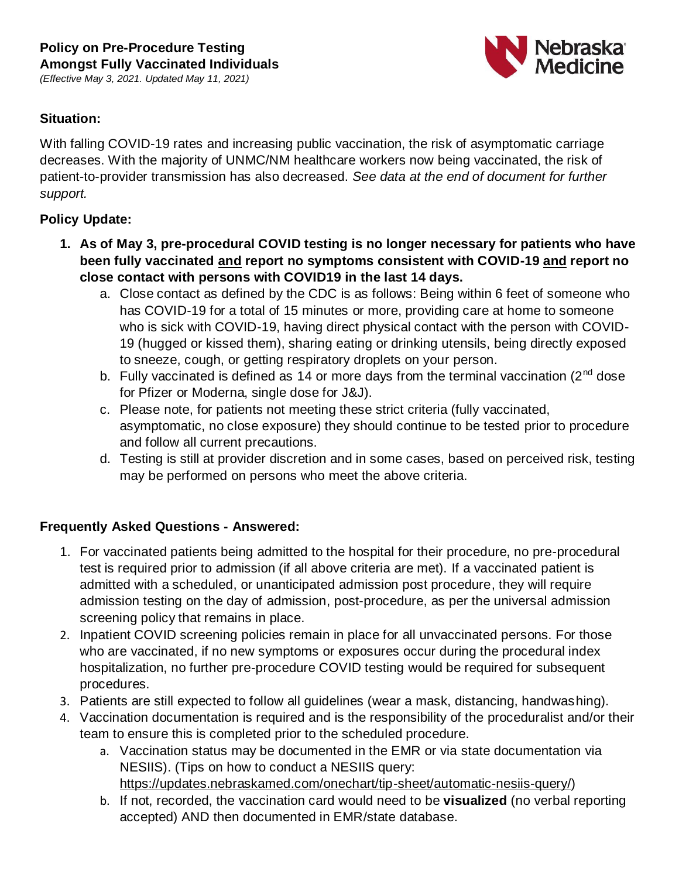# Policy on Pre-Procedure Testing Amongst Fully Vaccinated Individuals

*(Effective May 3, 2021. Updated May 11, 2021)*

## Situation:

With falling COVID-19 rates and increasing public vaccination, the risk of asymptomatic carriage decreases. With the majority of UNMC/NM healthcare workers now being vaccinated, the risk of patient-to-provider transmission has also decreased. *See data at the end of document for further support.*

## Policy Update:

1. **As of May 3, pre-procedural COVID testing is no longer necessary for patients who have been fully vaccinated <u>and</u> report no symptoms consistent with COVID-19 <u>and</u> report no close contact with persons with COVID19 in the last 14 days.**
   a. Close contact as defined by the CDC is as follows: Being within 6 feet of someone who has COVID-19 for a total of 15 minutes or more, providing care at home to someone who is sick with COVID-19, having direct physical contact with the person with COVID-19 (hugged or kissed them), sharing eating or drinking utensils, being directly exposed to sneeze, cough, or getting respiratory droplets on your person.
   b. Fully vaccinated is defined as 14 or more days from the terminal vaccination (2nd dose for Pfizer or Moderna, single dose for J&J).
   c. Please note, for patients not meeting these strict criteria (fully vaccinated, asymptomatic, no close exposure) they should continue to be tested prior to procedure and follow all current precautions.
   d. Testing is still at provider discretion and in some cases, based on perceived risk, testing may be performed on persons who meet the above criteria.

## Frequently Asked Questions - Answered:

1. For vaccinated patients being admitted to the hospital for their procedure, no pre-procedural test is required prior to admission (if all above criteria are met). If a vaccinated patient is admitted with a scheduled, or unanticipated admission post procedure, they will require admission testing on the day of admission, post-procedure, as per the universal admission screening policy that remains in place.
2. Inpatient COVID screening policies remain in place for all unvaccinated persons. For those who are vaccinated, if no new symptoms or exposures occur during the procedural index hospitalization, no further pre-procedure COVID testing would be required for subsequent procedures.
3. Patients are still expected to follow all guidelines (wear a mask, distancing, handwashing).
4. Vaccination documentation is required and is the responsibility of the proceduralist and/or their team to ensure this is completed prior to the scheduled procedure.
   a. Vaccination status may be documented in the EMR or via state documentation via NESIIS). (Tips on how to conduct a NESIIS query: https://updates.nebraskamed.com/onechart/tip-sheet/automatic-nesiis-query/)
   b. If not, recorded, the vaccination card would need to be **visualized** (no verbal reporting accepted) AND then documented in EMR/state database.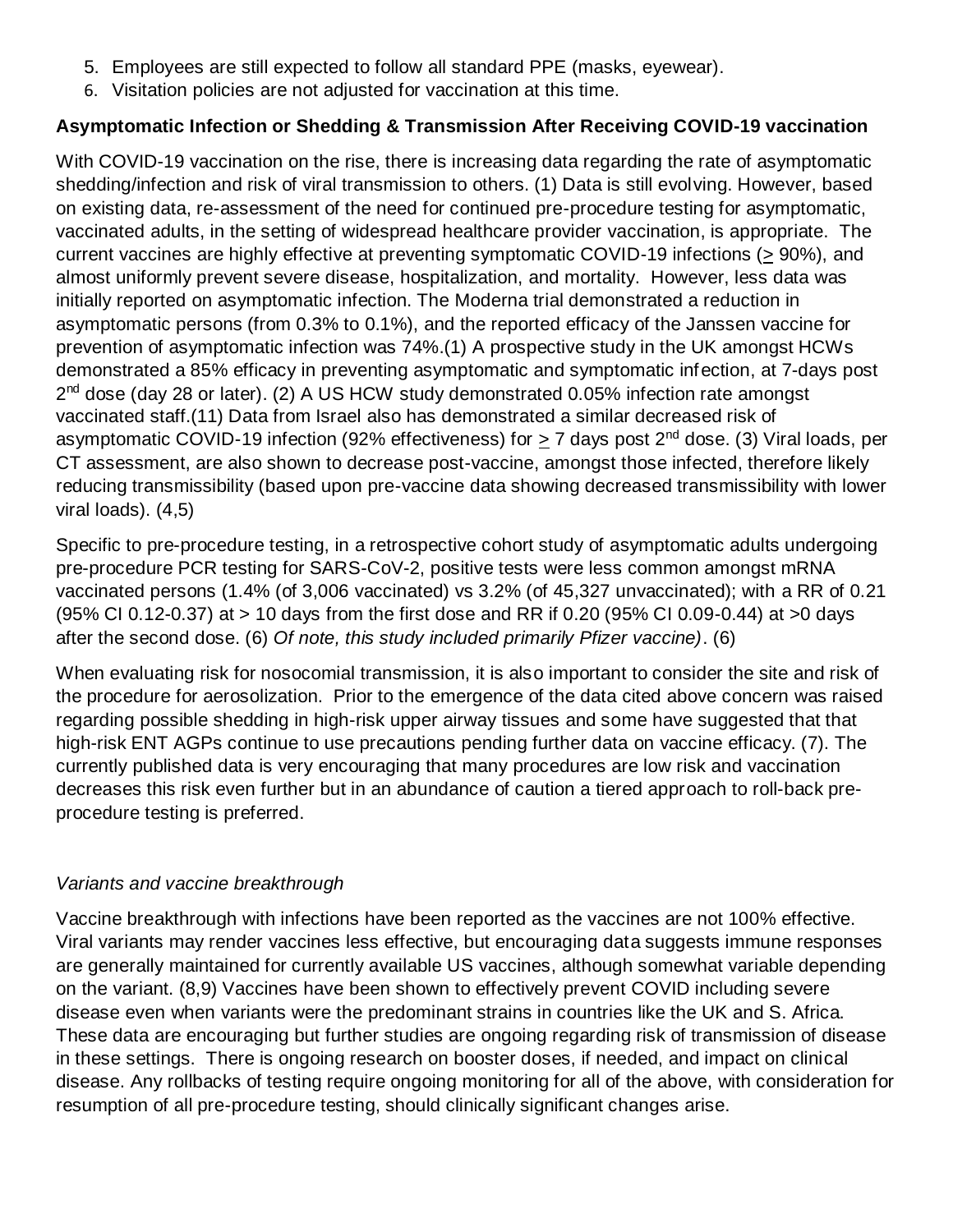5. Employees are still expected to follow all standard PPE (masks, eyewear).
6. Visitation policies are not adjusted for vaccination at this time.

**Asymptomatic Infection or Shedding & Transmission After Receiving COVID-19 vaccination**

With COVID-19 vaccination on the rise, there is increasing data regarding the rate of asymptomatic shedding/infection and risk of viral transmission to others. (1) Data is still evolving. However, based on existing data, re-assessment of the need for continued pre-procedure testing for asymptomatic, vaccinated adults, in the setting of widespread healthcare provider vaccination, is appropriate. The current vaccines are highly effective at preventing symptomatic COVID-19 infections ($\geq$ 90%), and almost uniformly prevent severe disease, hospitalization, and mortality. However, less data was initially reported on asymptomatic infection. The Moderna trial demonstrated a reduction in asymptomatic persons (from 0.3% to 0.1%), and the reported efficacy of the Janssen vaccine for prevention of asymptomatic infection was 74%.(1) A prospective study in the UK amongst HCWs demonstrated a 85% efficacy in preventing asymptomatic and symptomatic infection, at 7-days post 2nd dose (day 28 or later). (2) A US HCW study demonstrated 0.05% infection rate amongst vaccinated staff.(11) Data from Israel also has demonstrated a similar decreased risk of asymptomatic COVID-19 infection (92% effectiveness) for $\geq$ 7 days post 2nd dose. (3) Viral loads, per CT assessment, are also shown to decrease post-vaccine, amongst those infected, therefore likely reducing transmissibility (based upon pre-vaccine data showing decreased transmissibility with lower viral loads). (4,5)

Specific to pre-procedure testing, in a retrospective cohort study of asymptomatic adults undergoing pre-procedure PCR testing for SARS-CoV-2, positive tests were less common amongst mRNA vaccinated persons (1.4% (of 3,006 vaccinated) vs 3.2% (of 45,327 unvaccinated); with a RR of 0.21 (95% CI 0.12-0.37) at > 10 days from the first dose and RR if 0.20 (95% CI 0.09-0.44) at >0 days after the second dose. (6) *Of note, this study included primarily Pfizer vaccine)*. (6)

When evaluating risk for nosocomial transmission, it is also important to consider the site and risk of the procedure for aerosolization. Prior to the emergence of the data cited above concern was raised regarding possible shedding in high-risk upper airway tissues and some have suggested that that high-risk ENT AGPs continue to use precautions pending further data on vaccine efficacy. (7). The currently published data is very encouraging that many procedures are low risk and vaccination decreases this risk even further but in an abundance of caution a tiered approach to roll-back pre-procedure testing is preferred.

*Variants and vaccine breakthrough*

Vaccine breakthrough with infections have been reported as the vaccines are not 100% effective. Viral variants may render vaccines less effective, but encouraging data suggests immune responses are generally maintained for currently available US vaccines, although somewhat variable depending on the variant. (8,9) Vaccines have been shown to effectively prevent COVID including severe disease even when variants were the predominant strains in countries like the UK and S. Africa. These data are encouraging but further studies are ongoing regarding risk of transmission of disease in these settings. There is ongoing research on booster doses, if needed, and impact on clinical disease. Any rollbacks of testing require ongoing monitoring for all of the above, with consideration for resumption of all pre-procedure testing, should clinically significant changes arise.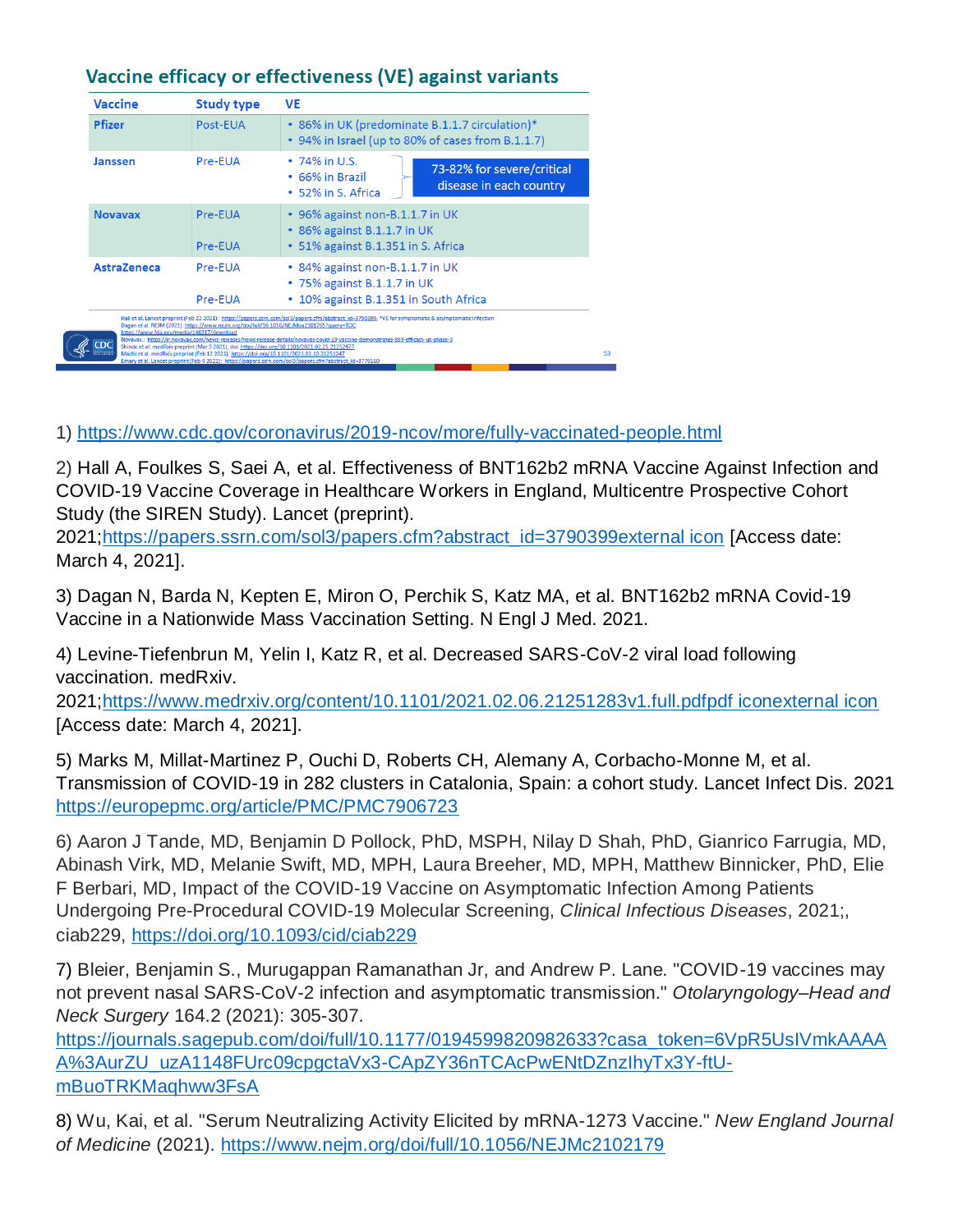## Vaccine efficacy or effectiveness (VE) against variants

| Vaccine | Study type | VE |
| --- | --- | --- |
| Pfizer | Post-EUA | • 86% in UK (predominate B.1.1.7 circulation)* • 94% in Israel (up to 80% of cases from B.1.1.7) |
| Janssen | Pre-EUA | • 74% in U.S. • 66% in Brazil • 52% in S. Africa — 73-82% for severe/critical disease in each country |
| Novavax | Pre-EUA | • 96% against non-B.1.1.7 in UK • 86% against B.1.1.7 in UK |
| | Pre-EUA | • 51% against B.1.351 in S. Africa |
| AstraZeneca | Pre-EUA | • 84% against non-B.1.1.7 in UK • 75% against B.1.1.7 in UK |
| | Pre-EUA | • 10% against B.1.351 in South Africa |

Hall et al. Lancet preprint (Feb 22 2021): https://papers.ssrn.com/sol3/papers.cfm?abstract_id=3790399; *VE for symptomatic & asymptomatic infection
Dagan et al. NEJM (2021): https://www.nejm.org/doi/full/10.1056/NEJMoa2101765?query=TOC
https://www.fda.gov/media/146217/download
Novavax: https://ir.novavax.com/news-releases/news-release-details/novavax-covid-19-vaccine-demonstrates-893-efficacy-uk-phase-3
Shinde et al. medRxiv preprint (Mar 3 2021); doi: https://doi.org/10.1101/2021.02.25.21252477
Madhi et al. medRxiv preprint (Feb 12 2021): https://doi.org/10.1101/2021.02.10.21251247
Emary et al. Lancet preprint (Feb 4 2021): https://papers.ssrn.com/sol3/papers.cfm?abstract_id=3779160

1) https://www.cdc.gov/coronavirus/2019-ncov/more/fully-vaccinated-people.html

2) Hall A, Foulkes S, Saei A, et al. Effectiveness of BNT162b2 mRNA Vaccine Against Infection and COVID-19 Vaccine Coverage in Healthcare Workers in England, Multicentre Prospective Cohort Study (the SIREN Study). Lancet (preprint). 2021;https://papers.ssrn.com/sol3/papers.cfm?abstract_id=3790399external icon [Access date: March 4, 2021].

3) Dagan N, Barda N, Kepten E, Miron O, Perchik S, Katz MA, et al. BNT162b2 mRNA Covid-19 Vaccine in a Nationwide Mass Vaccination Setting. N Engl J Med. 2021.

4) Levine-Tiefenbrun M, Yelin I, Katz R, et al. Decreased SARS-CoV-2 viral load following vaccination. medRxiv. 2021;https://www.medrxiv.org/content/10.1101/2021.02.06.21251283v1.full.pdfpdf iconexternal icon [Access date: March 4, 2021].

5) Marks M, Millat-Martinez P, Ouchi D, Roberts CH, Alemany A, Corbacho-Monne M, et al. Transmission of COVID-19 in 282 clusters in Catalonia, Spain: a cohort study. Lancet Infect Dis. 2021 https://europepmc.org/article/PMC/PMC7906723

6) Aaron J Tande, MD, Benjamin D Pollock, PhD, MSPH, Nilay D Shah, PhD, Gianrico Farrugia, MD, Abinash Virk, MD, Melanie Swift, MD, MPH, Laura Breeher, MD, MPH, Matthew Binnicker, PhD, Elie F Berbari, MD, Impact of the COVID-19 Vaccine on Asymptomatic Infection Among Patients Undergoing Pre-Procedural COVID-19 Molecular Screening, *Clinical Infectious Diseases*, 2021;, ciab229, https://doi.org/10.1093/cid/ciab229

7) Bleier, Benjamin S., Murugappan Ramanathan Jr, and Andrew P. Lane. "COVID-19 vaccines may not prevent nasal SARS-CoV-2 infection and asymptomatic transmission." *Otolaryngology–Head and Neck Surgery* 164.2 (2021): 305-307. https://journals.sagepub.com/doi/full/10.1177/0194599820982633?casa_token=6VpR5UsIVmkAAAA%3AurZU_uzA1148FUrc09cpgctaVx3-CApZY36nTCAcPwENtDZnzIhyTx3Y-ftU-mBuoTRKMaqhww3FsA

8) Wu, Kai, et al. "Serum Neutralizing Activity Elicited by mRNA-1273 Vaccine." *New England Journal of Medicine* (2021). https://www.nejm.org/doi/full/10.1056/NEJMc2102179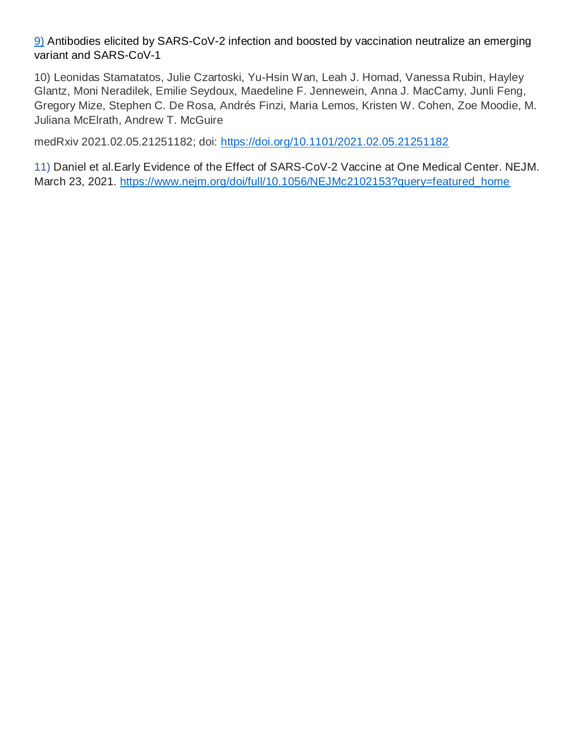9) Antibodies elicited by SARS-CoV-2 infection and boosted by vaccination neutralize an emerging variant and SARS-CoV-1

10) Leonidas Stamatatos, Julie Czartoski, Yu-Hsin Wan, Leah J. Homad, Vanessa Rubin, Hayley Glantz, Moni Neradilek, Emilie Seydoux, Maedeline F. Jennewein, Anna J. MacCamy, Junli Feng, Gregory Mize, Stephen C. De Rosa, Andrés Finzi, Maria Lemos, Kristen W. Cohen, Zoe Moodie, M. Juliana McElrath, Andrew T. McGuire

medRxiv 2021.02.05.21251182; doi: https://doi.org/10.1101/2021.02.05.21251182

11) Daniel et al.Early Evidence of the Effect of SARS-CoV-2 Vaccine at One Medical Center. NEJM. March 23, 2021. https://www.nejm.org/doi/full/10.1056/NEJMc2102153?query=featured_home